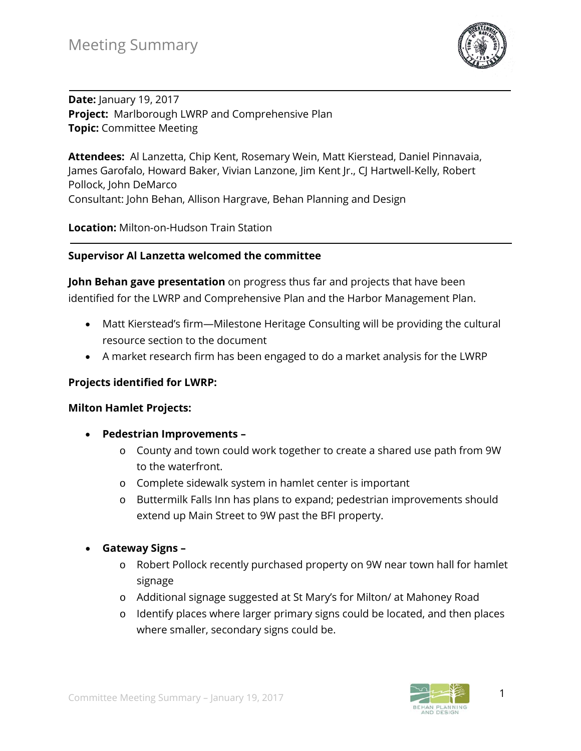# Meeting Summary

**Date:** January 19, 2017
**Project:** Marlborough LWRP and Comprehensive Plan
**Topic:** Committee Meeting

**Attendees:** Al Lanzetta, Chip Kent, Rosemary Wein, Matt Kierstead, Daniel Pinnavaia, James Garofalo, Howard Baker, Vivian Lanzone, Jim Kent Jr., CJ Hartwell-Kelly, Robert Pollock, John DeMarco
Consultant: John Behan, Allison Hargrave, Behan Planning and Design

**Location:** Milton-on-Hudson Train Station

**Supervisor Al Lanzetta welcomed the committee**

**John Behan gave presentation** on progress thus far and projects that have been identified for the LWRP and Comprehensive Plan and the Harbor Management Plan.

- Matt Kierstead's firm—Milestone Heritage Consulting will be providing the cultural resource section to the document
- A market research firm has been engaged to do a market analysis for the LWRP

**Projects identified for LWRP:**

**Milton Hamlet Projects:**

- **Pedestrian Improvements –**
  - County and town could work together to create a shared use path from 9W to the waterfront.
  - Complete sidewalk system in hamlet center is important
  - Buttermilk Falls Inn has plans to expand; pedestrian improvements should extend up Main Street to 9W past the BFI property.

- **Gateway Signs –**
  - Robert Pollock recently purchased property on 9W near town hall for hamlet signage
  - Additional signage suggested at St Mary's for Milton/ at Mahoney Road
  - Identify places where larger primary signs could be located, and then places where smaller, secondary signs could be.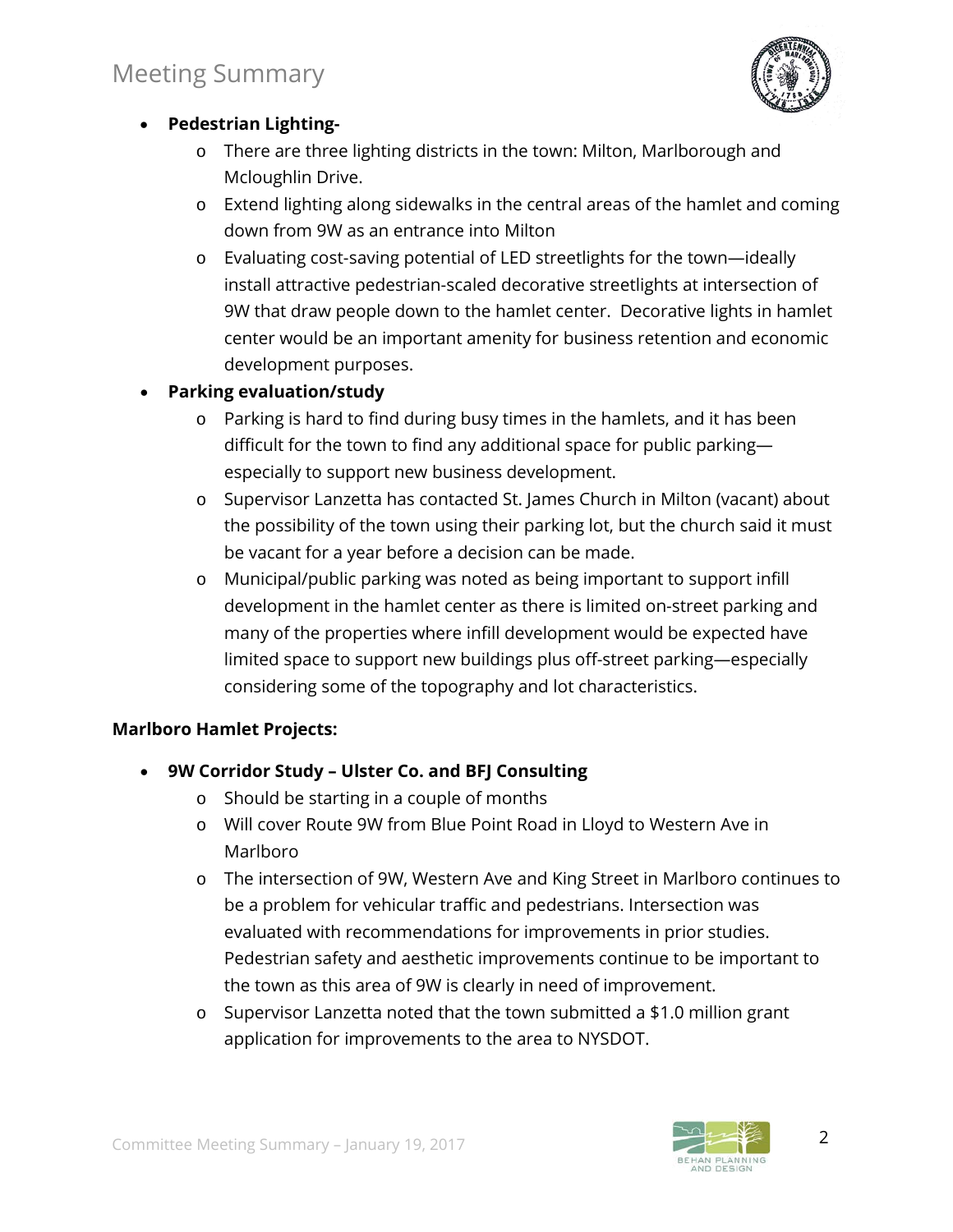- **Pedestrian Lighting-**
  - There are three lighting districts in the town: Milton, Marlborough and Mcloughlin Drive.
  - Extend lighting along sidewalks in the central areas of the hamlet and coming down from 9W as an entrance into Milton
  - Evaluating cost-saving potential of LED streetlights for the town—ideally install attractive pedestrian-scaled decorative streetlights at intersection of 9W that draw people down to the hamlet center. Decorative lights in hamlet center would be an important amenity for business retention and economic development purposes.
- **Parking evaluation/study**
  - Parking is hard to find during busy times in the hamlets, and it has been difficult for the town to find any additional space for public parking—especially to support new business development.
  - Supervisor Lanzetta has contacted St. James Church in Milton (vacant) about the possibility of the town using their parking lot, but the church said it must be vacant for a year before a decision can be made.
  - Municipal/public parking was noted as being important to support infill development in the hamlet center as there is limited on-street parking and many of the properties where infill development would be expected have limited space to support new buildings plus off-street parking—especially considering some of the topography and lot characteristics.

**Marlboro Hamlet Projects:**

- **9W Corridor Study – Ulster Co. and BFJ Consulting**
  - Should be starting in a couple of months
  - Will cover Route 9W from Blue Point Road in Lloyd to Western Ave in Marlboro
  - The intersection of 9W, Western Ave and King Street in Marlboro continues to be a problem for vehicular traffic and pedestrians. Intersection was evaluated with recommendations for improvements in prior studies. Pedestrian safety and aesthetic improvements continue to be important to the town as this area of 9W is clearly in need of improvement.
  - Supervisor Lanzetta noted that the town submitted a $1.0 million grant application for improvements to the area to NYSDOT.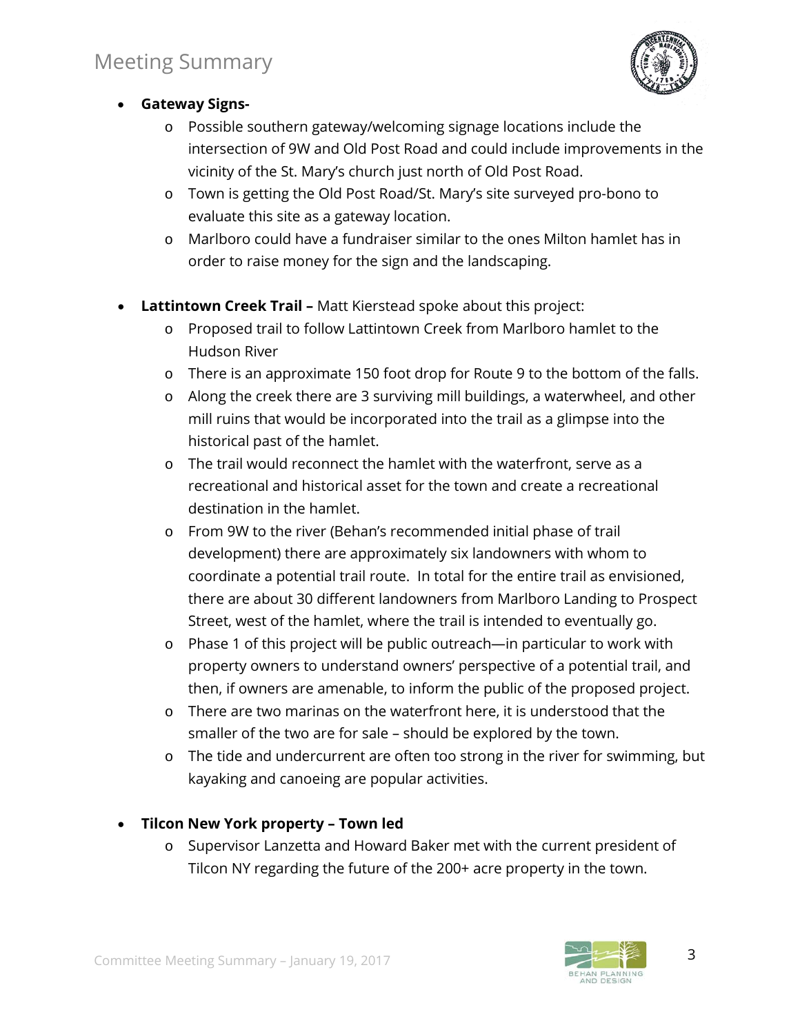- **Gateway Signs-**
  - Possible southern gateway/welcoming signage locations include the intersection of 9W and Old Post Road and could include improvements in the vicinity of the St. Mary's church just north of Old Post Road.
  - Town is getting the Old Post Road/St. Mary's site surveyed pro-bono to evaluate this site as a gateway location.
  - Marlboro could have a fundraiser similar to the ones Milton hamlet has in order to raise money for the sign and the landscaping.

- **Lattintown Creek Trail –** Matt Kierstead spoke about this project:
  - Proposed trail to follow Lattintown Creek from Marlboro hamlet to the Hudson River
  - There is an approximate 150 foot drop for Route 9 to the bottom of the falls.
  - Along the creek there are 3 surviving mill buildings, a waterwheel, and other mill ruins that would be incorporated into the trail as a glimpse into the historical past of the hamlet.
  - The trail would reconnect the hamlet with the waterfront, serve as a recreational and historical asset for the town and create a recreational destination in the hamlet.
  - From 9W to the river (Behan's recommended initial phase of trail development) there are approximately six landowners with whom to coordinate a potential trail route. In total for the entire trail as envisioned, there are about 30 different landowners from Marlboro Landing to Prospect Street, west of the hamlet, where the trail is intended to eventually go.
  - Phase 1 of this project will be public outreach—in particular to work with property owners to understand owners' perspective of a potential trail, and then, if owners are amenable, to inform the public of the proposed project.
  - There are two marinas on the waterfront here, it is understood that the smaller of the two are for sale – should be explored by the town.
  - The tide and undercurrent are often too strong in the river for swimming, but kayaking and canoeing are popular activities.

- **Tilcon New York property – Town led**
  - Supervisor Lanzetta and Howard Baker met with the current president of Tilcon NY regarding the future of the 200+ acre property in the town.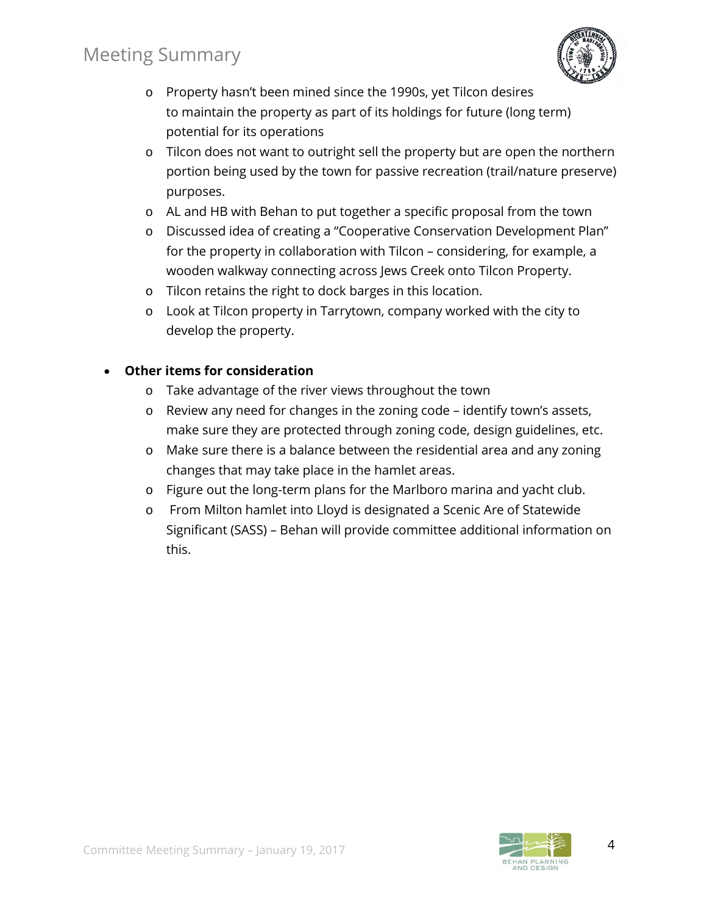- Property hasn't been mined since the 1990s, yet Tilcon desires to maintain the property as part of its holdings for future (long term) potential for its operations
- Tilcon does not want to outright sell the property but are open the northern portion being used by the town for passive recreation (trail/nature preserve) purposes.
- AL and HB with Behan to put together a specific proposal from the town
- Discussed idea of creating a "Cooperative Conservation Development Plan" for the property in collaboration with Tilcon – considering, for example, a wooden walkway connecting across Jews Creek onto Tilcon Property.
- Tilcon retains the right to dock barges in this location.
- Look at Tilcon property in Tarrytown, company worked with the city to develop the property.

- **Other items for consideration**
  - Take advantage of the river views throughout the town
  - Review any need for changes in the zoning code – identify town's assets, make sure they are protected through zoning code, design guidelines, etc.
  - Make sure there is a balance between the residential area and any zoning changes that may take place in the hamlet areas.
  - Figure out the long-term plans for the Marlboro marina and yacht club.
  - From Milton hamlet into Lloyd is designated a Scenic Are of Statewide Significant (SASS) – Behan will provide committee additional information on this.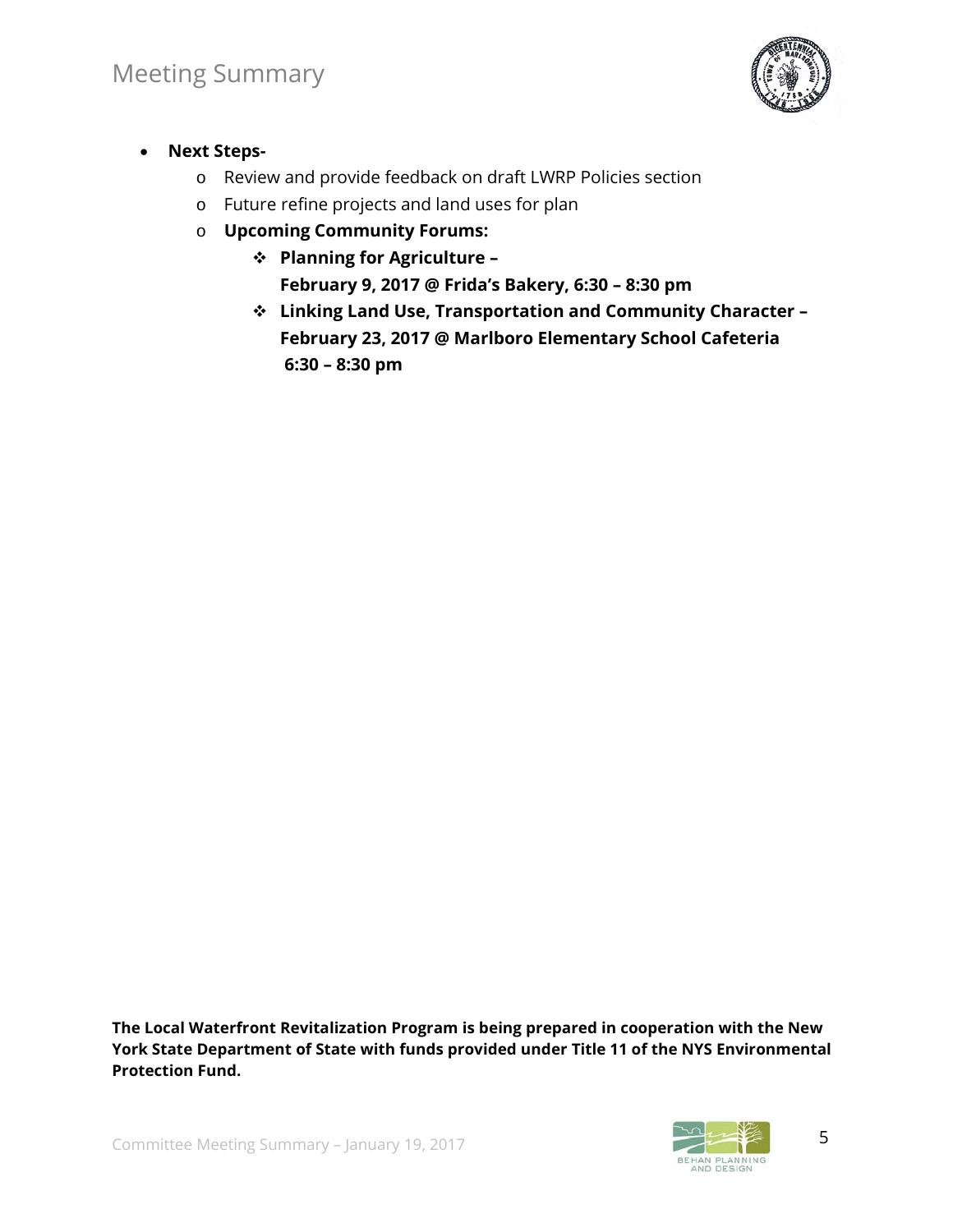- **Next Steps-**
  - Review and provide feedback on draft LWRP Policies section
  - Future refine projects and land uses for plan
  - **Upcoming Community Forums:**
    - **Planning for Agriculture – February 9, 2017 @ Frida's Bakery, 6:30 – 8:30 pm**
    - **Linking Land Use, Transportation and Community Character – February 23, 2017 @ Marlboro Elementary School Cafeteria 6:30 – 8:30 pm**

**The Local Waterfront Revitalization Program is being prepared in cooperation with the New York State Department of State with funds provided under Title 11 of the NYS Environmental Protection Fund.**